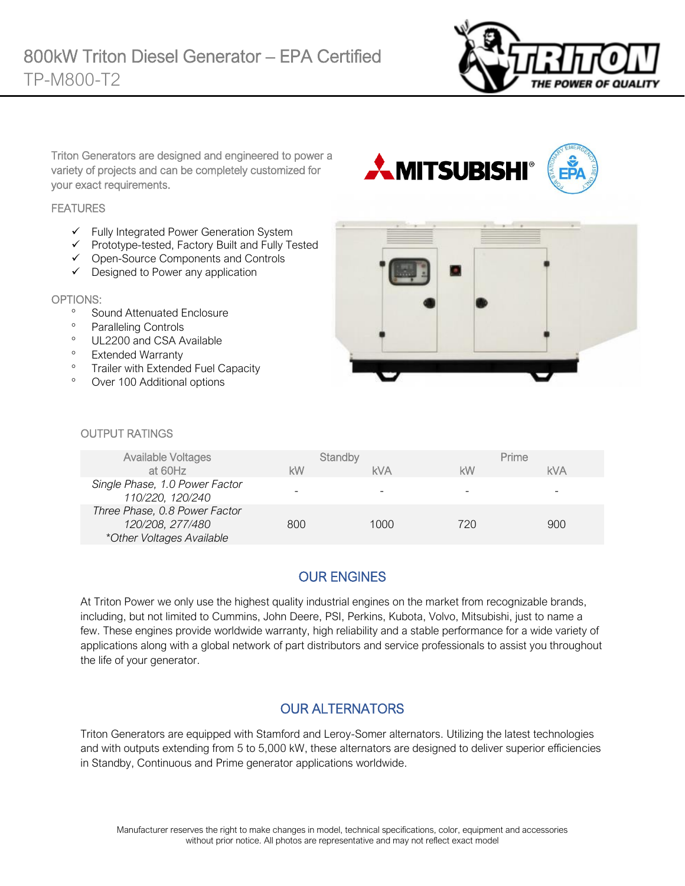# 800kW Triton Diesel Generator – EPA Certified

## TP-M800-T2

Triton Generators are designed and engineered to power a variety of projects and can be completely customized for your exact requirements.

### FEATURES

- ✓ Fully Integrated Power Generation System
- ✓ Prototype-tested, Factory Built and Fully Tested
- ✓ Open-Source Components and Controls
- ✓ Designed to Power any application

### OPTIONS:

- Sound Attenuated Enclosure
- Paralleling Controls
- UL2200 and CSA Available
- Extended Warranty
- Trailer with Extended Fuel Capacity
- Over 100 Additional options

### OUTPUT RATINGS

| Available Voltages at 60Hz | Standby | | Prime | |
|---|---|---|---|---|
| | kW | kVA | kW | kVA |
| *Single Phase, 1.0 Power Factor 110/220, 120/240* | - | - | - | - |
| *Three Phase, 0.8 Power Factor 120/208, 277/480 \*Other Voltages Available* | 800 | 1000 | 720 | 900 |

## OUR ENGINES

At Triton Power we only use the highest quality industrial engines on the market from recognizable brands, including, but not limited to Cummins, John Deere, PSI, Perkins, Kubota, Volvo, Mitsubishi, just to name a few. These engines provide worldwide warranty, high reliability and a stable performance for a wide variety of applications along with a global network of part distributors and service professionals to assist you throughout the life of your generator.

## OUR ALTERNATORS

Triton Generators are equipped with Stamford and Leroy-Somer alternators. Utilizing the latest technologies and with outputs extending from 5 to 5,000 kW, these alternators are designed to deliver superior efficiencies in Standby, Continuous and Prime generator applications worldwide.

Manufacturer reserves the right to make changes in model, technical specifications, color, equipment and accessories without prior notice. All photos are representative and may not reflect exact model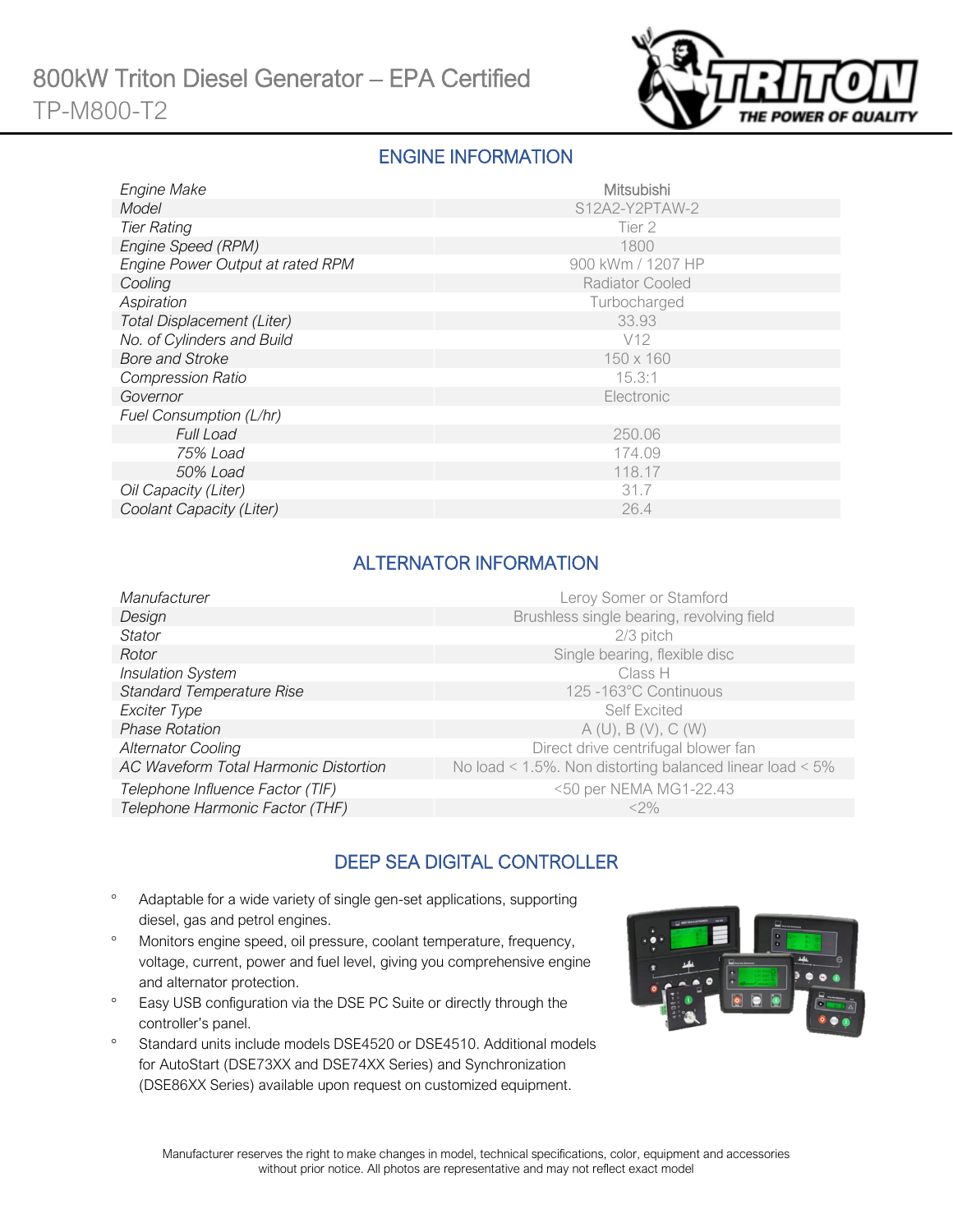# 800kW Triton Diesel Generator – EPA Certified

TP-M800-T2

## ENGINE INFORMATION

| | |
|---|---|
| *Engine Make* | Mitsubishi |
| *Model* | S12A2-Y2PTAW-2 |
| *Tier Rating* | Tier 2 |
| *Engine Speed (RPM)* | 1800 |
| *Engine Power Output at rated RPM* | 900 kWm / 1207 HP |
| *Cooling* | Radiator Cooled |
| *Aspiration* | Turbocharged |
| *Total Displacement (Liter)* | 33.93 |
| *No. of Cylinders and Build* | V12 |
| *Bore and Stroke* | 150 x 160 |
| *Compression Ratio* | 15.3:1 |
| *Governor* | Electronic |
| *Fuel Consumption (L/hr)* | |
| *Full Load* | 250.06 |
| *75% Load* | 174.09 |
| *50% Load* | 118.17 |
| *Oil Capacity (Liter)* | 31.7 |
| *Coolant Capacity (Liter)* | 26.4 |

## ALTERNATOR INFORMATION

| | |
|---|---|
| *Manufacturer* | Leroy Somer or Stamford |
| *Design* | Brushless single bearing, revolving field |
| *Stator* | 2/3 pitch |
| *Rotor* | Single bearing, flexible disc |
| *Insulation System* | Class H |
| *Standard Temperature Rise* | 125 -163°C Continuous |
| *Exciter Type* | Self Excited |
| *Phase Rotation* | A (U), B (V), C (W) |
| *Alternator Cooling* | Direct drive centrifugal blower fan |
| *AC Waveform Total Harmonic Distortion* | No load < 1.5%. Non distorting balanced linear load < 5% |
| *Telephone Influence Factor (TIF)* | <50 per NEMA MG1-22.43 |
| *Telephone Harmonic Factor (THF)* | <2% |

## DEEP SEA DIGITAL CONTROLLER

- Adaptable for a wide variety of single gen-set applications, supporting diesel, gas and petrol engines.
- Monitors engine speed, oil pressure, coolant temperature, frequency, voltage, current, power and fuel level, giving you comprehensive engine and alternator protection.
- Easy USB configuration via the DSE PC Suite or directly through the controller's panel.
- Standard units include models DSE4520 or DSE4510. Additional models for AutoStart (DSE73XX and DSE74XX Series) and Synchronization (DSE86XX Series) available upon request on customized equipment.

Manufacturer reserves the right to make changes in model, technical specifications, color, equipment and accessories without prior notice. All photos are representative and may not reflect exact model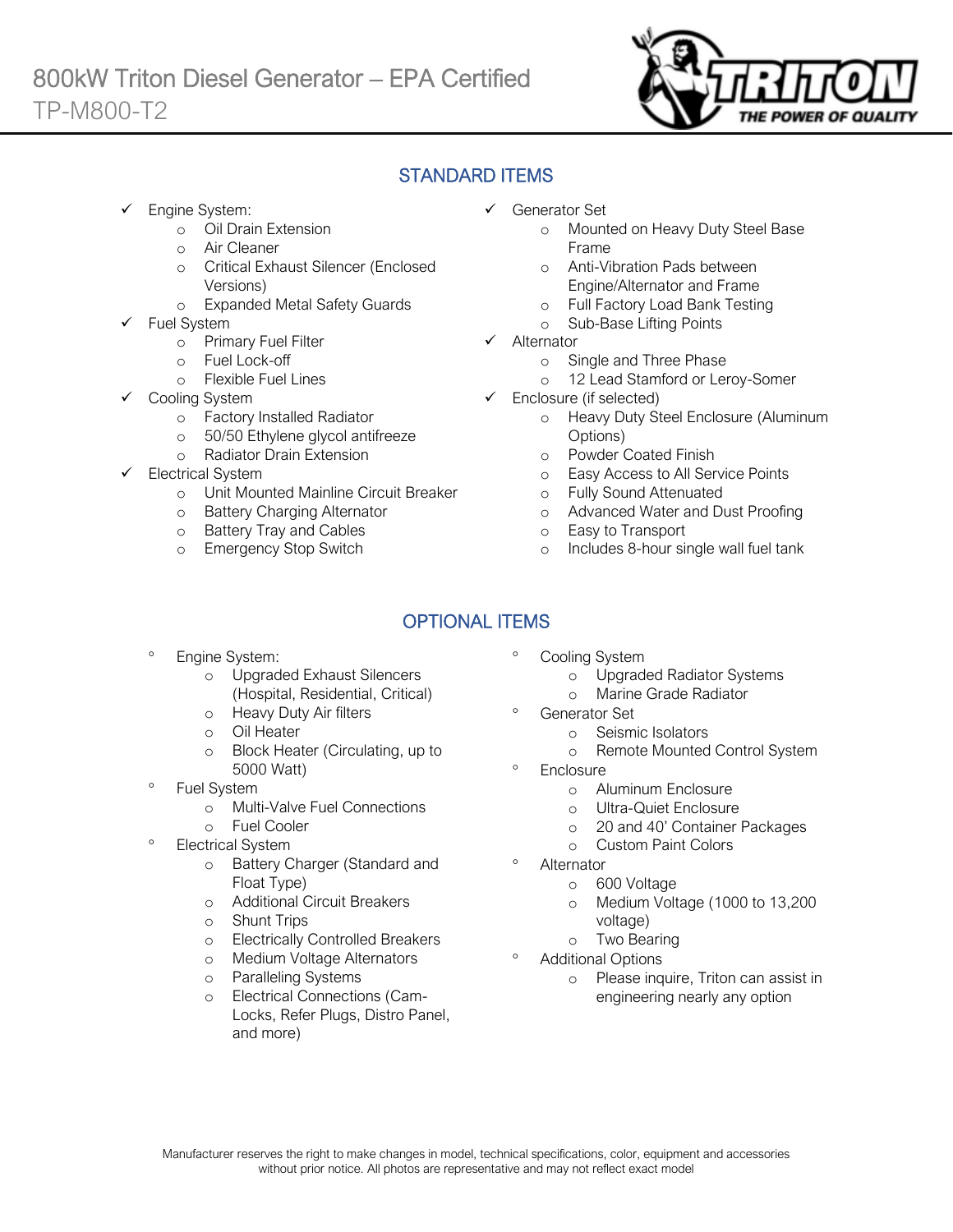# 800kW Triton Diesel Generator – EPA Certified

TP-M800-T2

## STANDARD ITEMS

- ✓ Engine System:
  - Oil Drain Extension
  - Air Cleaner
  - Critical Exhaust Silencer (Enclosed Versions)
  - Expanded Metal Safety Guards
- ✓ Fuel System
  - Primary Fuel Filter
  - Fuel Lock-off
  - Flexible Fuel Lines
- ✓ Cooling System
  - Factory Installed Radiator
  - 50/50 Ethylene glycol antifreeze
  - Radiator Drain Extension
- ✓ Electrical System
  - Unit Mounted Mainline Circuit Breaker
  - Battery Charging Alternator
  - Battery Tray and Cables
  - Emergency Stop Switch
- ✓ Generator Set
  - Mounted on Heavy Duty Steel Base Frame
  - Anti-Vibration Pads between Engine/Alternator and Frame
  - Full Factory Load Bank Testing
  - Sub-Base Lifting Points
- ✓ Alternator
  - Single and Three Phase
  - 12 Lead Stamford or Leroy-Somer
- ✓ Enclosure (if selected)
  - Heavy Duty Steel Enclosure (Aluminum Options)
  - Powder Coated Finish
  - Easy Access to All Service Points
  - Fully Sound Attenuated
  - Advanced Water and Dust Proofing
  - Easy to Transport
  - Includes 8-hour single wall fuel tank

## OPTIONAL ITEMS

- Engine System:
  - Upgraded Exhaust Silencers (Hospital, Residential, Critical)
  - Heavy Duty Air filters
  - Oil Heater
  - Block Heater (Circulating, up to 5000 Watt)
- Fuel System
  - Multi-Valve Fuel Connections
  - Fuel Cooler
- Electrical System
  - Battery Charger (Standard and Float Type)
  - Additional Circuit Breakers
  - Shunt Trips
  - Electrically Controlled Breakers
  - Medium Voltage Alternators
  - Paralleling Systems
  - Electrical Connections (Cam-Locks, Refer Plugs, Distro Panel, and more)
- Cooling System
  - Upgraded Radiator Systems
  - Marine Grade Radiator
- Generator Set
  - Seismic Isolators
  - Remote Mounted Control System
- Enclosure
  - Aluminum Enclosure
  - Ultra-Quiet Enclosure
  - 20 and 40' Container Packages
  - Custom Paint Colors
- Alternator
  - 600 Voltage
  - Medium Voltage (1000 to 13,200 voltage)
  - Two Bearing
- Additional Options
  - Please inquire, Triton can assist in engineering nearly any option

Manufacturer reserves the right to make changes in model, technical specifications, color, equipment and accessories without prior notice. All photos are representative and may not reflect exact model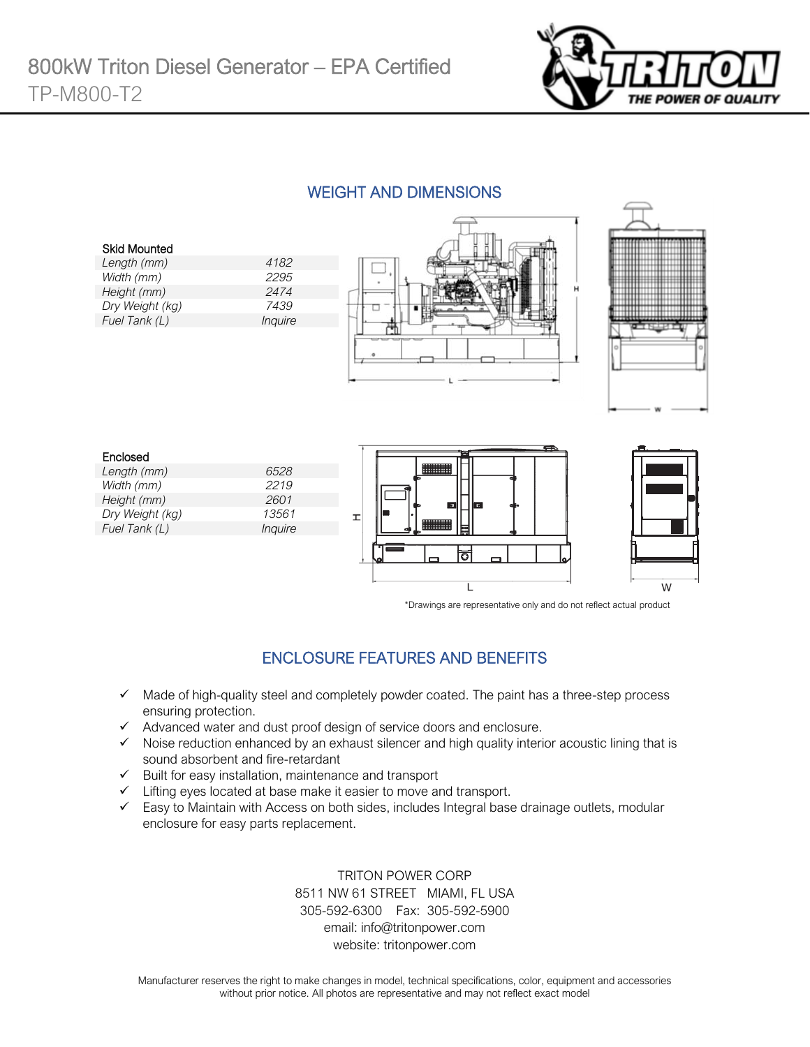# 800kW Triton Diesel Generator – EPA Certified

TP-M800-T2

## WEIGHT AND DIMENSIONS

**Skid Mounted**

| | |
|---|---|
| *Length (mm)* | *4182* |
| *Width (mm)* | *2295* |
| *Height (mm)* | *2474* |
| *Dry Weight (kg)* | *7439* |
| *Fuel Tank (L)* | *Inquire* |

H

L

W

**Enclosed**

| | |
|---|---|
| *Length (mm)* | *6528* |
| *Width (mm)* | *2219* |
| *Height (mm)* | *2601* |
| *Dry Weight (kg)* | *13561* |
| *Fuel Tank (L)* | *Inquire* |

H

L

W

*Drawings are representative only and do not reflect actual product

## ENCLOSURE FEATURES AND BENEFITS

- ✓ Made of high-quality steel and completely powder coated. The paint has a three-step process ensuring protection.
- ✓ Advanced water and dust proof design of service doors and enclosure.
- ✓ Noise reduction enhanced by an exhaust silencer and high quality interior acoustic lining that is sound absorbent and fire-retardant
- ✓ Built for easy installation, maintenance and transport
- ✓ Lifting eyes located at base make it easier to move and transport.
- ✓ Easy to Maintain with Access on both sides, includes Integral base drainage outlets, modular enclosure for easy parts replacement.

TRITON POWER CORP
8511 NW 61 STREET MIAMI, FL USA
305-592-6300 Fax: 305-592-5900
email: info@tritonpower.com
website: tritonpower.com

Manufacturer reserves the right to make changes in model, technical specifications, color, equipment and accessories without prior notice. All photos are representative and may not reflect exact model